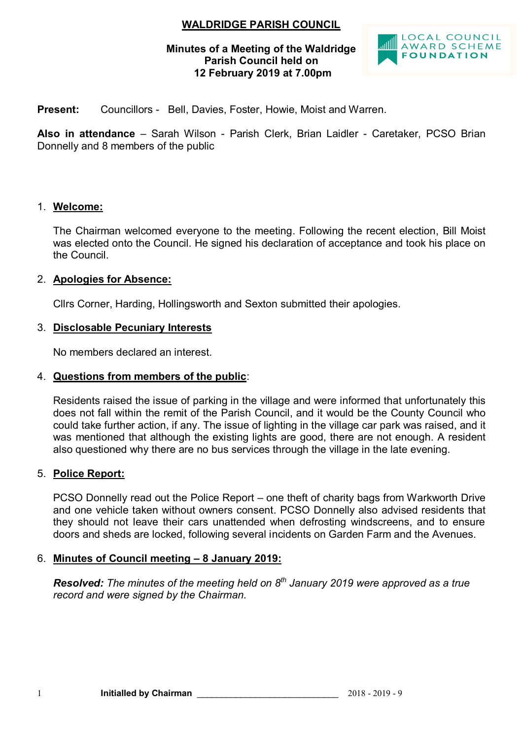# WALDRIDGE PARISH COUNCIL

**Minutes of a Meeting of the Waldridge Parish Council held on 12 February 2019 at 7.00pm**

LOCAL COUNCIL AWARD SCHEME FOUNDATION

**Present:** Councillors - Bell, Davies, Foster, Howie, Moist and Warren.

**Also in attendance** – Sarah Wilson - Parish Clerk, Brian Laidler - Caretaker, PCSO Brian Donnelly and 8 members of the public

1. **Welcome:**

   The Chairman welcomed everyone to the meeting. Following the recent election, Bill Moist was elected onto the Council. He signed his declaration of acceptance and took his place on the Council.

2. **Apologies for Absence:**

   Cllrs Corner, Harding, Hollingsworth and Sexton submitted their apologies.

3. **Disclosable Pecuniary Interests**

   No members declared an interest.

4. **Questions from members of the public**:

   Residents raised the issue of parking in the village and were informed that unfortunately this does not fall within the remit of the Parish Council, and it would be the County Council who could take further action, if any. The issue of lighting in the village car park was raised, and it was mentioned that although the existing lights are good, there are not enough. A resident also questioned why there are no bus services through the village in the late evening.

5. **Police Report:**

   PCSO Donnelly read out the Police Report – one theft of charity bags from Warkworth Drive and one vehicle taken without owners consent. PCSO Donnelly also advised residents that they should not leave their cars unattended when defrosting windscreens, and to ensure doors and sheds are locked, following several incidents on Garden Farm and the Avenues.

6. **Minutes of Council meeting – 8 January 2019:**

   ***Resolved:*** *The minutes of the meeting held on 8th January 2019 were approved as a true record and were signed by the Chairman.*

**Initialled by Chairman** ______________________________ 2018 - 2019 - 9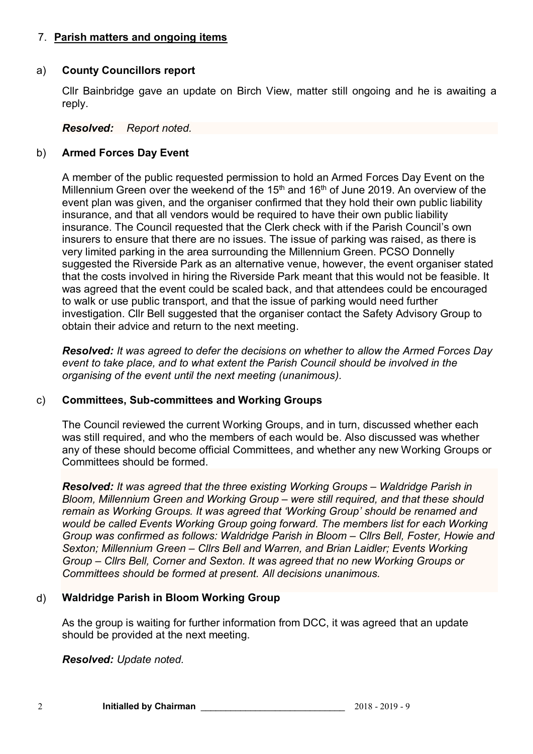## 7. Parish matters and ongoing items

### a) County Councillors report

Cllr Bainbridge gave an update on Birch View, matter still ongoing and he is awaiting a reply.

***Resolved:*** *Report noted.*

### b) Armed Forces Day Event

A member of the public requested permission to hold an Armed Forces Day Event on the Millennium Green over the weekend of the 15th and 16th of June 2019. An overview of the event plan was given, and the organiser confirmed that they hold their own public liability insurance, and that all vendors would be required to have their own public liability insurance. The Council requested that the Clerk check with if the Parish Council's own insurers to ensure that there are no issues. The issue of parking was raised, as there is very limited parking in the area surrounding the Millennium Green. PCSO Donnelly suggested the Riverside Park as an alternative venue, however, the event organiser stated that the costs involved in hiring the Riverside Park meant that this would not be feasible. It was agreed that the event could be scaled back, and that attendees could be encouraged to walk or use public transport, and that the issue of parking would need further investigation. Cllr Bell suggested that the organiser contact the Safety Advisory Group to obtain their advice and return to the next meeting.

***Resolved:*** *It was agreed to defer the decisions on whether to allow the Armed Forces Day event to take place, and to what extent the Parish Council should be involved in the organising of the event until the next meeting (unanimous).*

### c) Committees, Sub-committees and Working Groups

The Council reviewed the current Working Groups, and in turn, discussed whether each was still required, and who the members of each would be. Also discussed was whether any of these should become official Committees, and whether any new Working Groups or Committees should be formed.

***Resolved:*** *It was agreed that the three existing Working Groups – Waldridge Parish in Bloom, Millennium Green and Working Group – were still required, and that these should remain as Working Groups. It was agreed that 'Working Group' should be renamed and would be called Events Working Group going forward. The members list for each Working Group was confirmed as follows: Waldridge Parish in Bloom – Cllrs Bell, Foster, Howie and Sexton; Millennium Green – Cllrs Bell and Warren, and Brian Laidler; Events Working Group – Cllrs Bell, Corner and Sexton. It was agreed that no new Working Groups or Committees should be formed at present. All decisions unanimous.*

### d) Waldridge Parish in Bloom Working Group

As the group is waiting for further information from DCC, it was agreed that an update should be provided at the next meeting.

***Resolved:*** *Update noted.*

**Initialled by Chairman** ____________________________ 2018 - 2019 - 9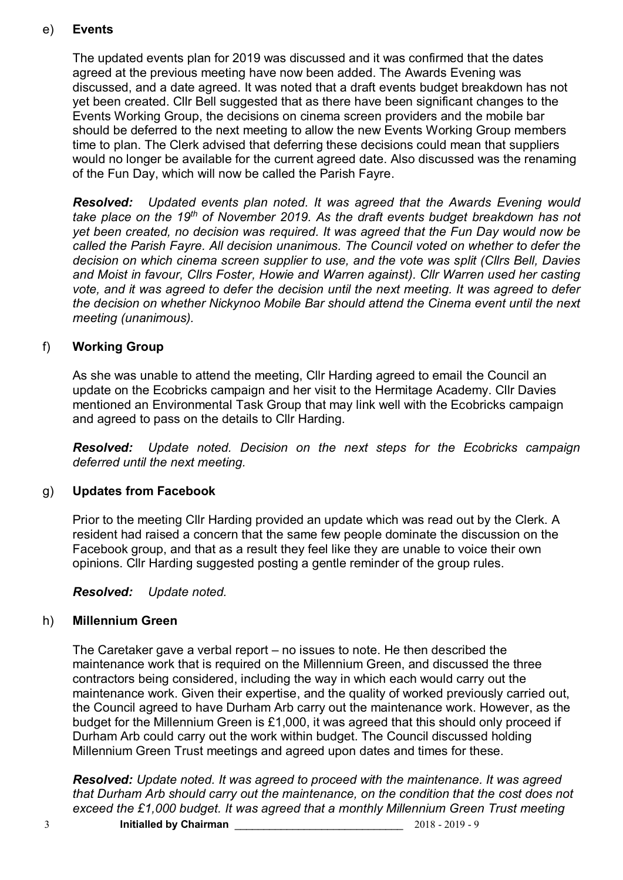e) **Events**

The updated events plan for 2019 was discussed and it was confirmed that the dates agreed at the previous meeting have now been added. The Awards Evening was discussed, and a date agreed. It was noted that a draft events budget breakdown has not yet been created. Cllr Bell suggested that as there have been significant changes to the Events Working Group, the decisions on cinema screen providers and the mobile bar should be deferred to the next meeting to allow the new Events Working Group members time to plan. The Clerk advised that deferring these decisions could mean that suppliers would no longer be available for the current agreed date. Also discussed was the renaming of the Fun Day, which will now be called the Parish Fayre.

***Resolved:*** *Updated events plan noted. It was agreed that the Awards Evening would take place on the 19th of November 2019. As the draft events budget breakdown has not yet been created, no decision was required. It was agreed that the Fun Day would now be called the Parish Fayre. All decision unanimous. The Council voted on whether to defer the decision on which cinema screen supplier to use, and the vote was split (Cllrs Bell, Davies and Moist in favour, Cllrs Foster, Howie and Warren against). Cllr Warren used her casting vote, and it was agreed to defer the decision until the next meeting. It was agreed to defer the decision on whether Nickynoo Mobile Bar should attend the Cinema event until the next meeting (unanimous).*

f) **Working Group**

As she was unable to attend the meeting, Cllr Harding agreed to email the Council an update on the Ecobricks campaign and her visit to the Hermitage Academy. Cllr Davies mentioned an Environmental Task Group that may link well with the Ecobricks campaign and agreed to pass on the details to Cllr Harding.

***Resolved:*** *Update noted. Decision on the next steps for the Ecobricks campaign deferred until the next meeting.*

g) **Updates from Facebook**

Prior to the meeting Cllr Harding provided an update which was read out by the Clerk. A resident had raised a concern that the same few people dominate the discussion on the Facebook group, and that as a result they feel like they are unable to voice their own opinions. Cllr Harding suggested posting a gentle reminder of the group rules.

***Resolved:*** *Update noted.*

h) **Millennium Green**

The Caretaker gave a verbal report – no issues to note. He then described the maintenance work that is required on the Millennium Green, and discussed the three contractors being considered, including the way in which each would carry out the maintenance work. Given their expertise, and the quality of worked previously carried out, the Council agreed to have Durham Arb carry out the maintenance work. However, as the budget for the Millennium Green is £1,000, it was agreed that this should only proceed if Durham Arb could carry out the work within budget. The Council discussed holding Millennium Green Trust meetings and agreed upon dates and times for these.

***Resolved:*** *Update noted. It was agreed to proceed with the maintenance. It was agreed that Durham Arb should carry out the maintenance, on the condition that the cost does not exceed the £1,000 budget. It was agreed that a monthly Millennium Green Trust meeting*

**Initialled by Chairman** ____________________________ 2018 - 2019 - 9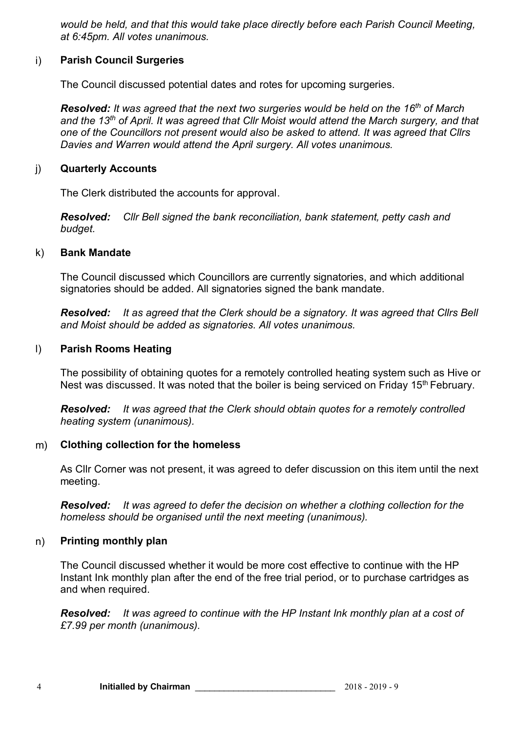*would be held, and that this would take place directly before each Parish Council Meeting, at 6:45pm. All votes unanimous.*

i) **Parish Council Surgeries**

The Council discussed potential dates and rotes for upcoming surgeries.

***Resolved:*** *It was agreed that the next two surgeries would be held on the 16th of March and the 13th of April. It was agreed that Cllr Moist would attend the March surgery, and that one of the Councillors not present would also be asked to attend. It was agreed that Cllrs Davies and Warren would attend the April surgery. All votes unanimous.*

j) **Quarterly Accounts**

The Clerk distributed the accounts for approval.

***Resolved:*** *Cllr Bell signed the bank reconciliation, bank statement, petty cash and budget.*

k) **Bank Mandate**

The Council discussed which Councillors are currently signatories, and which additional signatories should be added. All signatories signed the bank mandate.

***Resolved:*** *It as agreed that the Clerk should be a signatory. It was agreed that Cllrs Bell and Moist should be added as signatories. All votes unanimous.*

l) **Parish Rooms Heating**

The possibility of obtaining quotes for a remotely controlled heating system such as Hive or Nest was discussed. It was noted that the boiler is being serviced on Friday 15th February.

***Resolved:*** *It was agreed that the Clerk should obtain quotes for a remotely controlled heating system (unanimous).*

m) **Clothing collection for the homeless**

As Cllr Corner was not present, it was agreed to defer discussion on this item until the next meeting.

***Resolved:*** *It was agreed to defer the decision on whether a clothing collection for the homeless should be organised until the next meeting (unanimous).*

n) **Printing monthly plan**

The Council discussed whether it would be more cost effective to continue with the HP Instant Ink monthly plan after the end of the free trial period, or to purchase cartridges as and when required.

***Resolved:*** *It was agreed to continue with the HP Instant Ink monthly plan at a cost of £7.99 per month (unanimous).*

**Initialled by Chairman** ____________________________ 2018 - 2019 - 9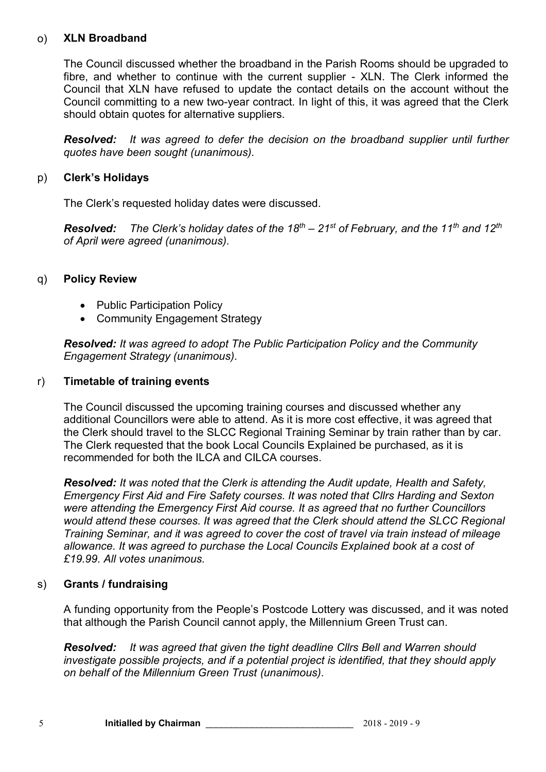o) **XLN Broadband**

The Council discussed whether the broadband in the Parish Rooms should be upgraded to fibre, and whether to continue with the current supplier - XLN. The Clerk informed the Council that XLN have refused to update the contact details on the account without the Council committing to a new two-year contract. In light of this, it was agreed that the Clerk should obtain quotes for alternative suppliers.

***Resolved:*** *It was agreed to defer the decision on the broadband supplier until further quotes have been sought (unanimous).*

p) **Clerk's Holidays**

The Clerk's requested holiday dates were discussed.

***Resolved:*** *The Clerk's holiday dates of the 18th – 21st of February, and the 11th and 12th of April were agreed (unanimous).*

q) **Policy Review**

- Public Participation Policy
- Community Engagement Strategy

***Resolved:*** *It was agreed to adopt The Public Participation Policy and the Community Engagement Strategy (unanimous).*

r) **Timetable of training events**

The Council discussed the upcoming training courses and discussed whether any additional Councillors were able to attend. As it is more cost effective, it was agreed that the Clerk should travel to the SLCC Regional Training Seminar by train rather than by car. The Clerk requested that the book Local Councils Explained be purchased, as it is recommended for both the ILCA and CILCA courses.

***Resolved:*** *It was noted that the Clerk is attending the Audit update, Health and Safety, Emergency First Aid and Fire Safety courses. It was noted that Cllrs Harding and Sexton were attending the Emergency First Aid course. It as agreed that no further Councillors would attend these courses. It was agreed that the Clerk should attend the SLCC Regional Training Seminar, and it was agreed to cover the cost of travel via train instead of mileage allowance. It was agreed to purchase the Local Councils Explained book at a cost of £19.99. All votes unanimous.*

s) **Grants / fundraising**

A funding opportunity from the People's Postcode Lottery was discussed, and it was noted that although the Parish Council cannot apply, the Millennium Green Trust can.

***Resolved:*** *It was agreed that given the tight deadline Cllrs Bell and Warren should investigate possible projects, and if a potential project is identified, that they should apply on behalf of the Millennium Green Trust (unanimous).*

**Initialled by Chairman** ____________________________ 2018 - 2019 - 9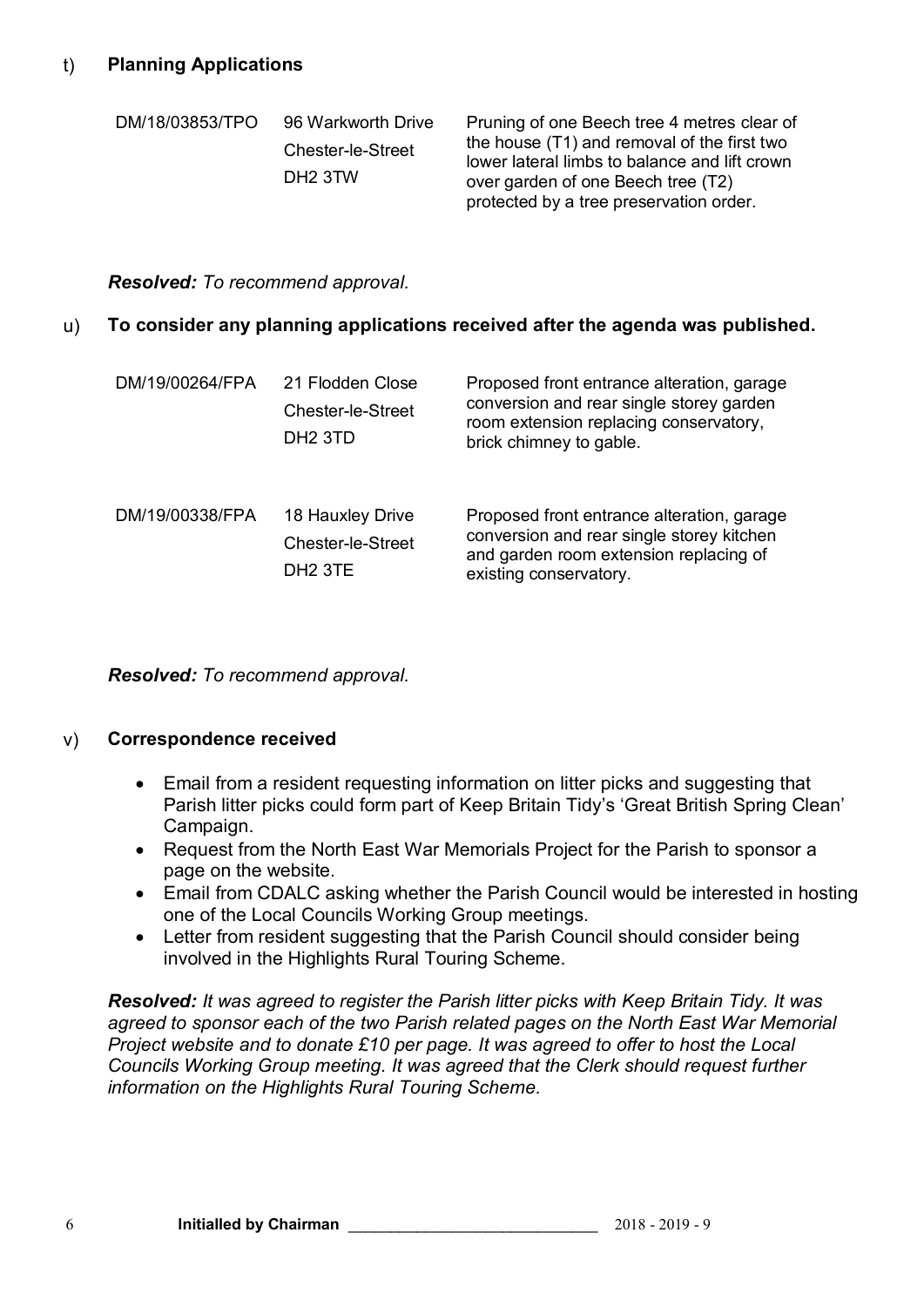t) **Planning Applications**

| | | |
|---|---|---|
| DM/18/03853/TPO | 96 Warkworth Drive<br>Chester-le-Street<br>DH2 3TW | Pruning of one Beech tree 4 metres clear of the house (T1) and removal of the first two lower lateral limbs to balance and lift crown over garden of one Beech tree (T2) protected by a tree preservation order. |

***Resolved:*** *To recommend approval.*

u) **To consider any planning applications received after the agenda was published.**

| | | |
|---|---|---|
| DM/19/00264/FPA | 21 Flodden Close<br>Chester-le-Street<br>DH2 3TD | Proposed front entrance alteration, garage conversion and rear single storey garden room extension replacing conservatory, brick chimney to gable. |
| DM/19/00338/FPA | 18 Hauxley Drive<br>Chester-le-Street<br>DH2 3TE | Proposed front entrance alteration, garage conversion and rear single storey kitchen and garden room extension replacing of existing conservatory. |

***Resolved:*** *To recommend approval.*

v) **Correspondence received**

- Email from a resident requesting information on litter picks and suggesting that Parish litter picks could form part of Keep Britain Tidy's 'Great British Spring Clean' Campaign.
- Request from the North East War Memorials Project for the Parish to sponsor a page on the website.
- Email from CDALC asking whether the Parish Council would be interested in hosting one of the Local Councils Working Group meetings.
- Letter from resident suggesting that the Parish Council should consider being involved in the Highlights Rural Touring Scheme.

***Resolved:*** *It was agreed to register the Parish litter picks with Keep Britain Tidy. It was agreed to sponsor each of the two Parish related pages on the North East War Memorial Project website and to donate £10 per page. It was agreed to offer to host the Local Councils Working Group meeting. It was agreed that the Clerk should request further information on the Highlights Rural Touring Scheme.*

**Initialled by Chairman** ____________________________ 2018 - 2019 - 9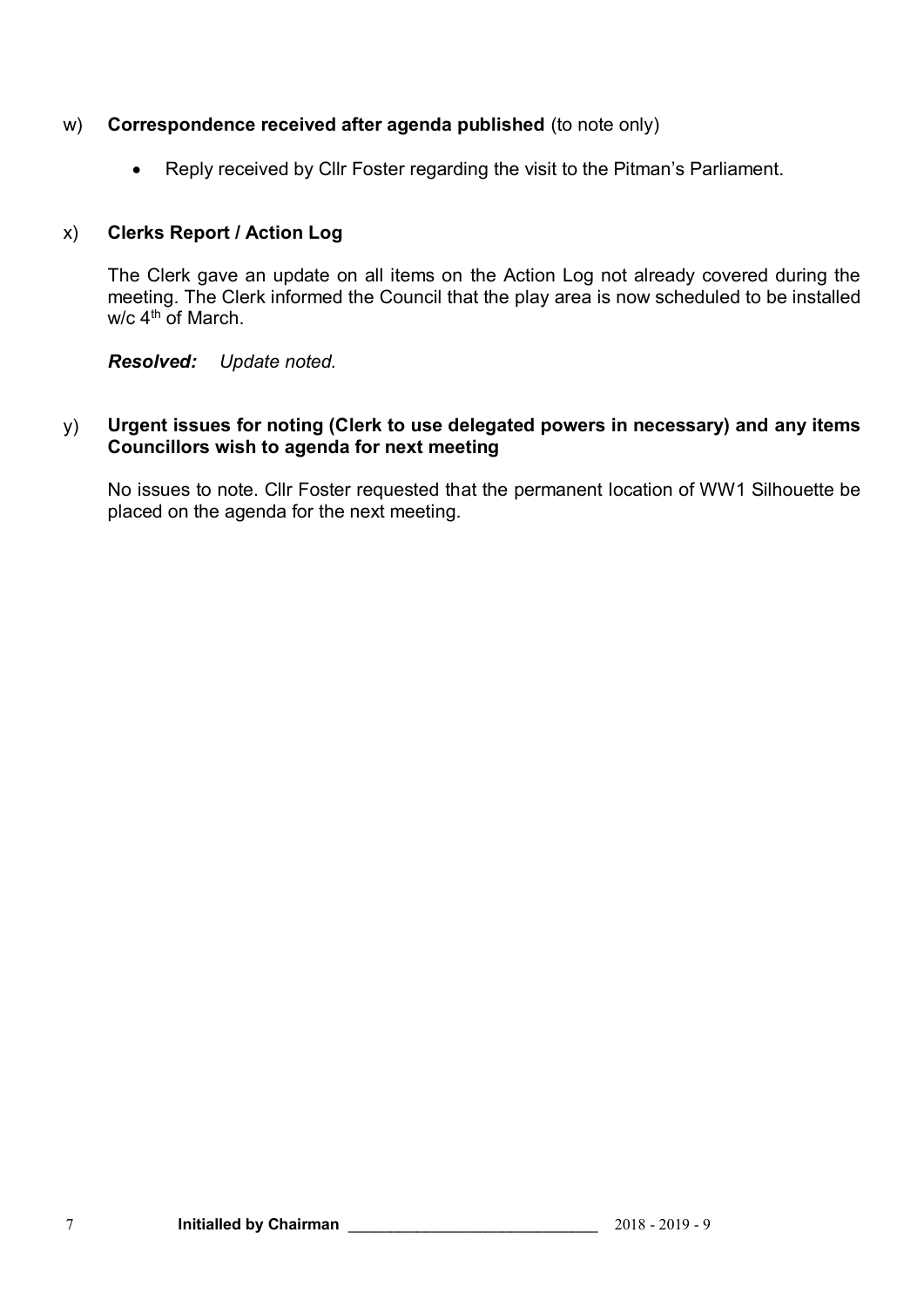w) **Correspondence received after agenda published** (to note only)

- Reply received by Cllr Foster regarding the visit to the Pitman's Parliament.

x) **Clerks Report / Action Log**

The Clerk gave an update on all items on the Action Log not already covered during the meeting. The Clerk informed the Council that the play area is now scheduled to be installed w/c 4th of March.

***Resolved:*** *Update noted.*

y) **Urgent issues for noting (Clerk to use delegated powers in necessary) and any items Councillors wish to agenda for next meeting**

No issues to note. Cllr Foster requested that the permanent location of WW1 Silhouette be placed on the agenda for the next meeting.

**Initialled by Chairman** \_\_\_\_\_\_\_\_\_\_\_\_\_\_\_\_\_\_\_\_\_\_\_\_\_\_\_\_ 2018 - 2019 - 9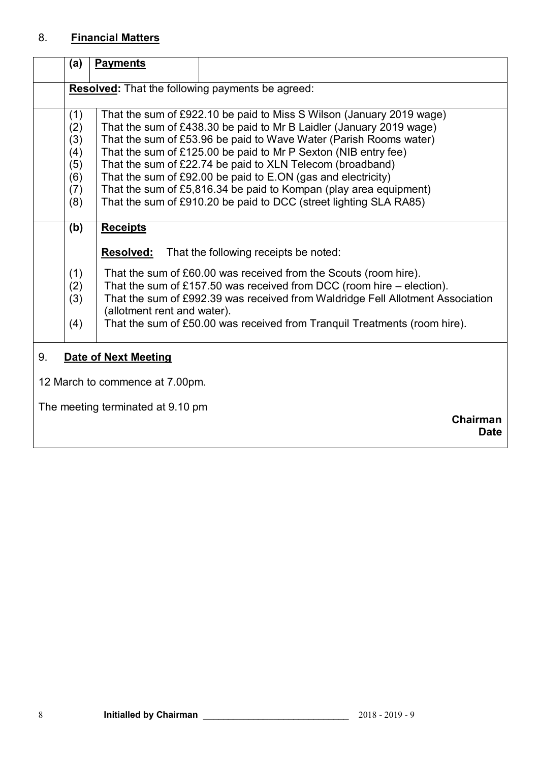## 8. **Financial Matters**

**(a) Payments**

**Resolved:** That the following payments be agreed:

(1) That the sum of £922.10 be paid to Miss S Wilson (January 2019 wage)
(2) That the sum of £438.30 be paid to Mr B Laidler (January 2019 wage)
(3) That the sum of £53.96 be paid to Wave Water (Parish Rooms water)
(4) That the sum of £125.00 be paid to Mr P Sexton (NIB entry fee)
(5) That the sum of £22.74 be paid to XLN Telecom (broadband)
(6) That the sum of £92.00 be paid to E.ON (gas and electricity)
(7) That the sum of £5,816.34 be paid to Kompan (play area equipment)
(8) That the sum of £910.20 be paid to DCC (street lighting SLA RA85)

**(b) Receipts**

**Resolved:** That the following receipts be noted:

(1) That the sum of £60.00 was received from the Scouts (room hire).
(2) That the sum of £157.50 was received from DCC (room hire – election).
(3) That the sum of £992.39 was received from Waldridge Fell Allotment Association (allotment rent and water).
(4) That the sum of £50.00 was received from Tranquil Treatments (room hire).

## 9. **Date of Next Meeting**

12 March to commence at 7.00pm.

The meeting terminated at 9.10 pm

**Chairman**

**Date**

**Initialled by Chairman** \_\_\_\_\_\_\_\_\_\_\_\_\_\_\_\_\_\_\_\_\_\_\_\_\_\_\_\_\_\_ 2018 - 2019 - 9